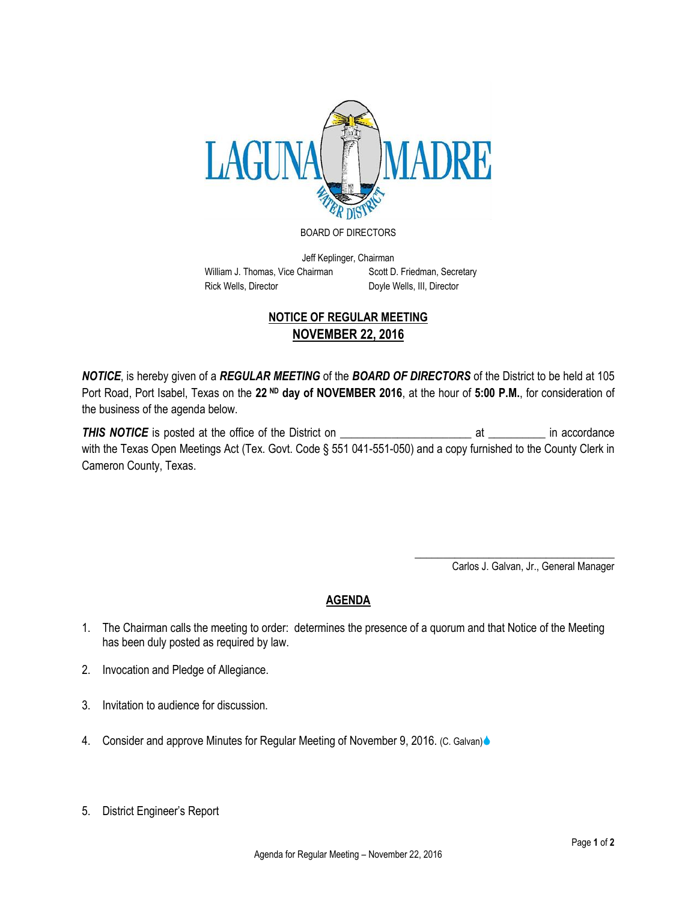LAGUNA MADRE WATER DISTRICT

BOARD OF DIRECTORS

Jeff Keplinger, Chairman

William J. Thomas, Vice Chairman    Scott D. Friedman, Secretary

Rick Wells, Director    Doyle Wells, III, Director

## NOTICE OF REGULAR MEETING
## NOVEMBER 22, 2016

***NOTICE***, is hereby given of a ***REGULAR MEETING*** of the ***BOARD OF DIRECTORS*** of the District to be held at 105 Port Road, Port Isabel, Texas on the **22 ND day of NOVEMBER 2016**, at the hour of **5:00 P.M.**, for consideration of the business of the agenda below.

***THIS NOTICE*** is posted at the office of the District on ______________________ at __________ in accordance with the Texas Open Meetings Act (Tex. Govt. Code § 551 041-551-050) and a copy furnished to the County Clerk in Cameron County, Texas.

_____________________________________
Carlos J. Galvan, Jr., General Manager

## AGENDA

1. The Chairman calls the meeting to order: determines the presence of a quorum and that Notice of the Meeting has been duly posted as required by law.

2. Invocation and Pledge of Allegiance.

3. Invitation to audience for discussion.

4. Consider and approve Minutes for Regular Meeting of November 9, 2016. (C. Galvan)

5. District Engineer's Report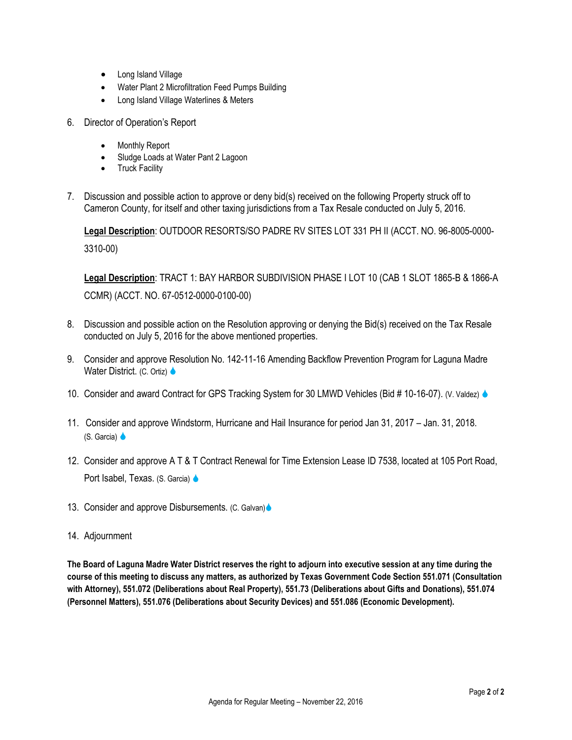- Long Island Village
- Water Plant 2 Microfiltration Feed Pumps Building
- Long Island Village Waterlines & Meters

6. Director of Operation's Report

    - Monthly Report
    - Sludge Loads at Water Pant 2 Lagoon
    - Truck Facility

7. Discussion and possible action to approve or deny bid(s) received on the following Property struck off to Cameron County, for itself and other taxing jurisdictions from a Tax Resale conducted on July 5, 2016.

    **Legal Description**: OUTDOOR RESORTS/SO PADRE RV SITES LOT 331 PH II (ACCT. NO. 96-8005-0000-3310-00)

    **Legal Description**: TRACT 1: BAY HARBOR SUBDIVISION PHASE I LOT 10 (CAB 1 SLOT 1865-B & 1866-A CCMR) (ACCT. NO. 67-0512-0000-0100-00)

8. Discussion and possible action on the Resolution approving or denying the Bid(s) received on the Tax Resale conducted on July 5, 2016 for the above mentioned properties.

9. Consider and approve Resolution No. 142-11-16 Amending Backflow Prevention Program for Laguna Madre Water District. (C. Ortiz)

10. Consider and award Contract for GPS Tracking System for 30 LMWD Vehicles (Bid # 10-16-07). (V. Valdez)

11. Consider and approve Windstorm, Hurricane and Hail Insurance for period Jan 31, 2017 – Jan. 31, 2018. (S. Garcia)

12. Consider and approve A T & T Contract Renewal for Time Extension Lease ID 7538, located at 105 Port Road, Port Isabel, Texas. (S. Garcia)

13. Consider and approve Disbursements. (C. Galvan)

14. Adjournment

**The Board of Laguna Madre Water District reserves the right to adjourn into executive session at any time during the course of this meeting to discuss any matters, as authorized by Texas Government Code Section 551.071 (Consultation with Attorney), 551.072 (Deliberations about Real Property), 551.73 (Deliberations about Gifts and Donations), 551.074 (Personnel Matters), 551.076 (Deliberations about Security Devices) and 551.086 (Economic Development).**